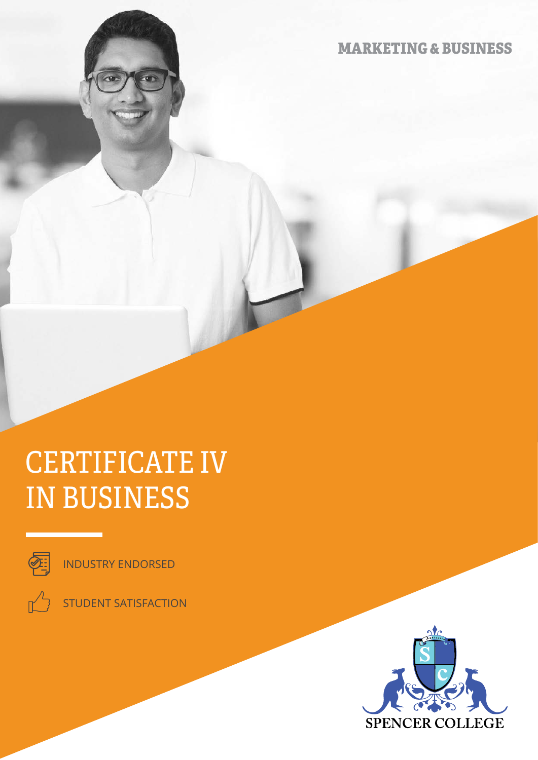MARKETING & BUSINESS

# CERTIFICATE IV IN BUSINESS

- INDUSTRY ENDORSED
- STUDENT SATISFACTION

SPENCER COLLEGE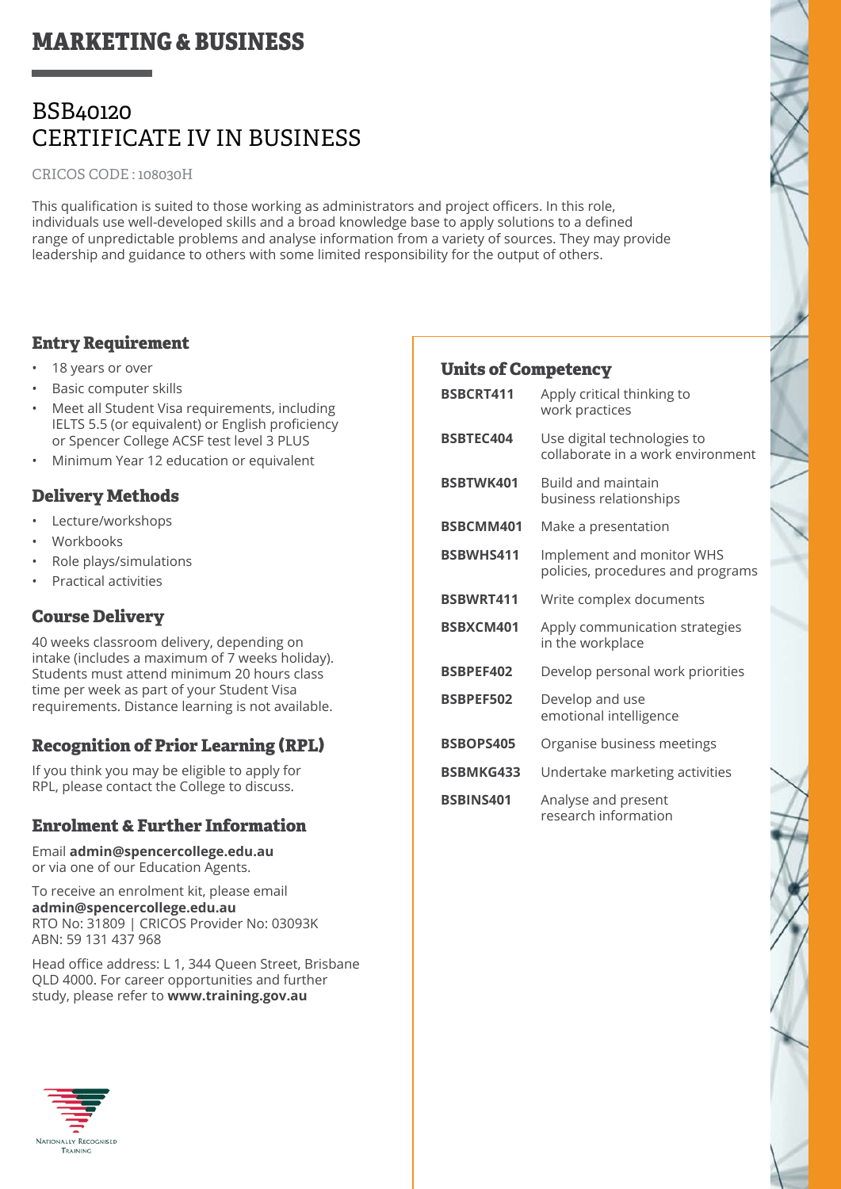# MARKETING & BUSINESS

## BSB40120
## CERTIFICATE IV IN BUSINESS

CRICOS CODE : 108030H

This qualification is suited to those working as administrators and project officers. In this role, individuals use well-developed skills and a broad knowledge base to apply solutions to a defined range of unpredictable problems and analyse information from a variety of sources. They may provide leadership and guidance to others with some limited responsibility for the output of others.

### Entry Requirement

- 18 years or over
- Basic computer skills
- Meet all Student Visa requirements, including IELTS 5.5 (or equivalent) or English proficiency or Spencer College ACSF test level 3 PLUS
- Minimum Year 12 education or equivalent

### Delivery Methods

- Lecture/workshops
- Workbooks
- Role plays/simulations
- Practical activities

### Course Delivery

40 weeks classroom delivery, depending on intake (includes a maximum of 7 weeks holiday). Students must attend minimum 20 hours class time per week as part of your Student Visa requirements. Distance learning is not available.

### Recognition of Prior Learning (RPL)

If you think you may be eligible to apply for RPL, please contact the College to discuss.

### Enrolment & Further Information

Email **admin@spencercollege.edu.au** or via one of our Education Agents.

To receive an enrolment kit, please email **admin@spencercollege.edu.au**
RTO No: 31809 | CRICOS Provider No: 03093K
ABN: 59 131 437 968

Head office address: L 1, 344 Queen Street, Brisbane QLD 4000. For career opportunities and further study, please refer to **www.training.gov.au**

### Units of Competency

| | |
|---|---|
| **BSBCRT411** | Apply critical thinking to work practices |
| **BSBTEC404** | Use digital technologies to collaborate in a work environment |
| **BSBTWK401** | Build and maintain business relationships |
| **BSBCMM401** | Make a presentation |
| **BSBWHS411** | Implement and monitor WHS policies, procedures and programs |
| **BSBWRT411** | Write complex documents |
| **BSBXCM401** | Apply communication strategies in the workplace |
| **BSBPEF402** | Develop personal work priorities |
| **BSBPEF502** | Develop and use emotional intelligence |
| **BSBOPS405** | Organise business meetings |
| **BSBMKG433** | Undertake marketing activities |
| **BSBINS401** | Analyse and present research information |

NATIONALLY RECOGNISED TRAINING